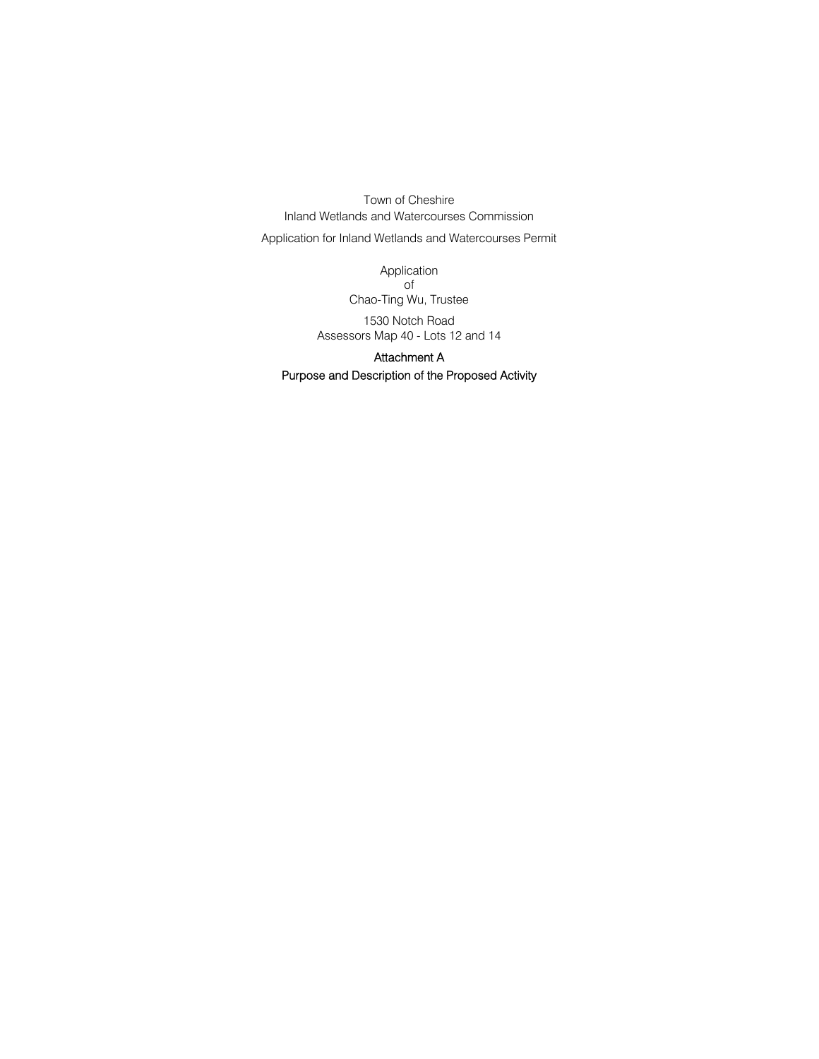Town of Cheshire
Inland Wetlands and Watercourses Commission

Application for Inland Wetlands and Watercourses Permit

Application
of
Chao-Ting Wu, Trustee

1530 Notch Road
Assessors Map 40 - Lots 12 and 14

## Attachment A

## Purpose and Description of the Proposed Activity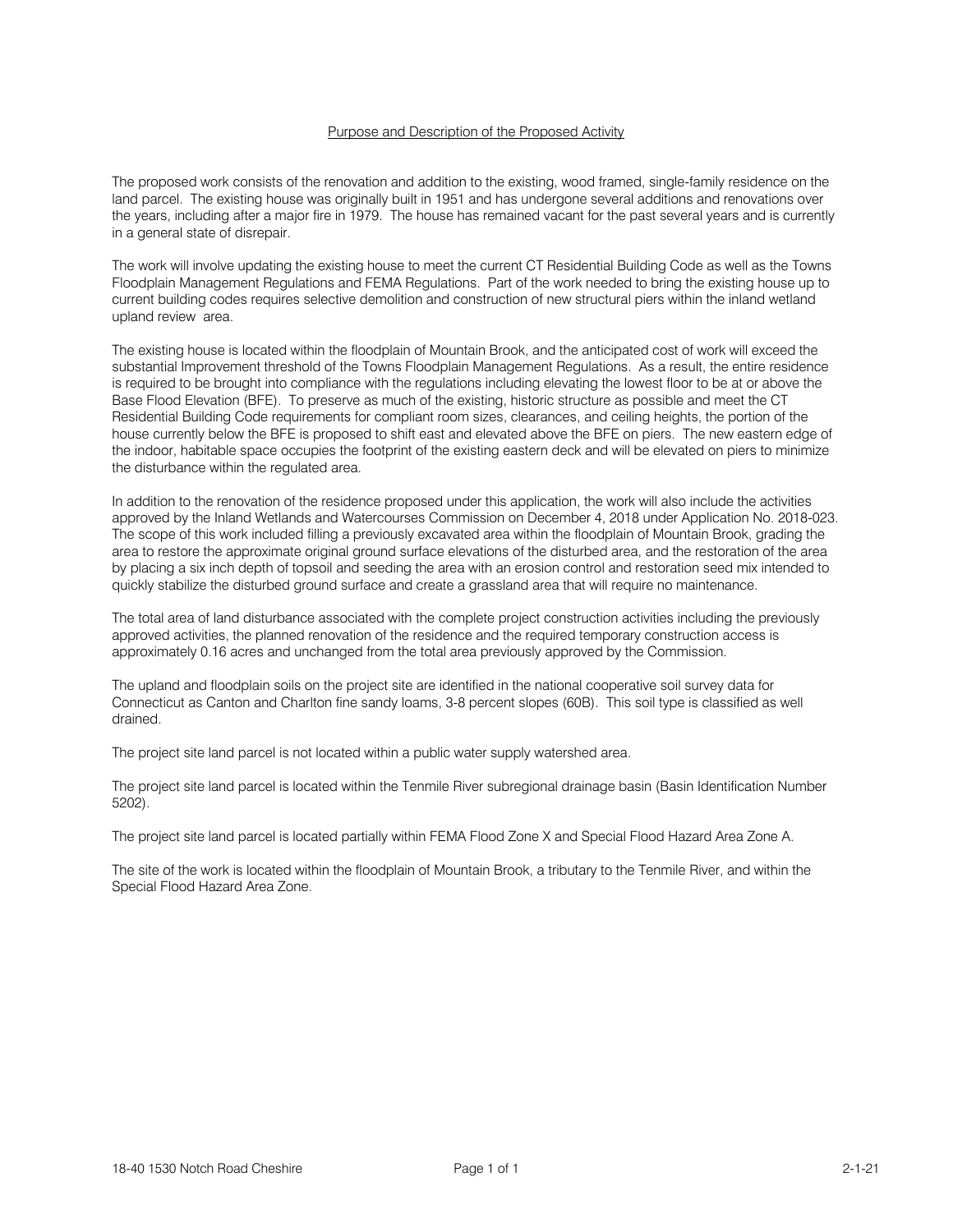## Purpose and Description of the Proposed Activity

The proposed work consists of the renovation and addition to the existing, wood framed, single-family residence on the land parcel. The existing house was originally built in 1951 and has undergone several additions and renovations over the years, including after a major fire in 1979. The house has remained vacant for the past several years and is currently in a general state of disrepair.

The work will involve updating the existing house to meet the current CT Residential Building Code as well as the Towns Floodplain Management Regulations and FEMA Regulations. Part of the work needed to bring the existing house up to current building codes requires selective demolition and construction of new structural piers within the inland wetland upland review area.

The existing house is located within the floodplain of Mountain Brook, and the anticipated cost of work will exceed the substantial Improvement threshold of the Towns Floodplain Management Regulations. As a result, the entire residence is required to be brought into compliance with the regulations including elevating the lowest floor to be at or above the Base Flood Elevation (BFE). To preserve as much of the existing, historic structure as possible and meet the CT Residential Building Code requirements for compliant room sizes, clearances, and ceiling heights, the portion of the house currently below the BFE is proposed to shift east and elevated above the BFE on piers. The new eastern edge of the indoor, habitable space occupies the footprint of the existing eastern deck and will be elevated on piers to minimize the disturbance within the regulated area.

In addition to the renovation of the residence proposed under this application, the work will also include the activities approved by the Inland Wetlands and Watercourses Commission on December 4, 2018 under Application No. 2018-023. The scope of this work included filling a previously excavated area within the floodplain of Mountain Brook, grading the area to restore the approximate original ground surface elevations of the disturbed area, and the restoration of the area by placing a six inch depth of topsoil and seeding the area with an erosion control and restoration seed mix intended to quickly stabilize the disturbed ground surface and create a grassland area that will require no maintenance.

The total area of land disturbance associated with the complete project construction activities including the previously approved activities, the planned renovation of the residence and the required temporary construction access is approximately 0.16 acres and unchanged from the total area previously approved by the Commission.

The upland and floodplain soils on the project site are identified in the national cooperative soil survey data for Connecticut as Canton and Charlton fine sandy loams, 3-8 percent slopes (60B). This soil type is classified as well drained.

The project site land parcel is not located within a public water supply watershed area.

The project site land parcel is located within the Tenmile River subregional drainage basin (Basin Identification Number 5202).

The project site land parcel is located partially within FEMA Flood Zone X and Special Flood Hazard Area Zone A.

The site of the work is located within the floodplain of Mountain Brook, a tributary to the Tenmile River, and within the Special Flood Hazard Area Zone.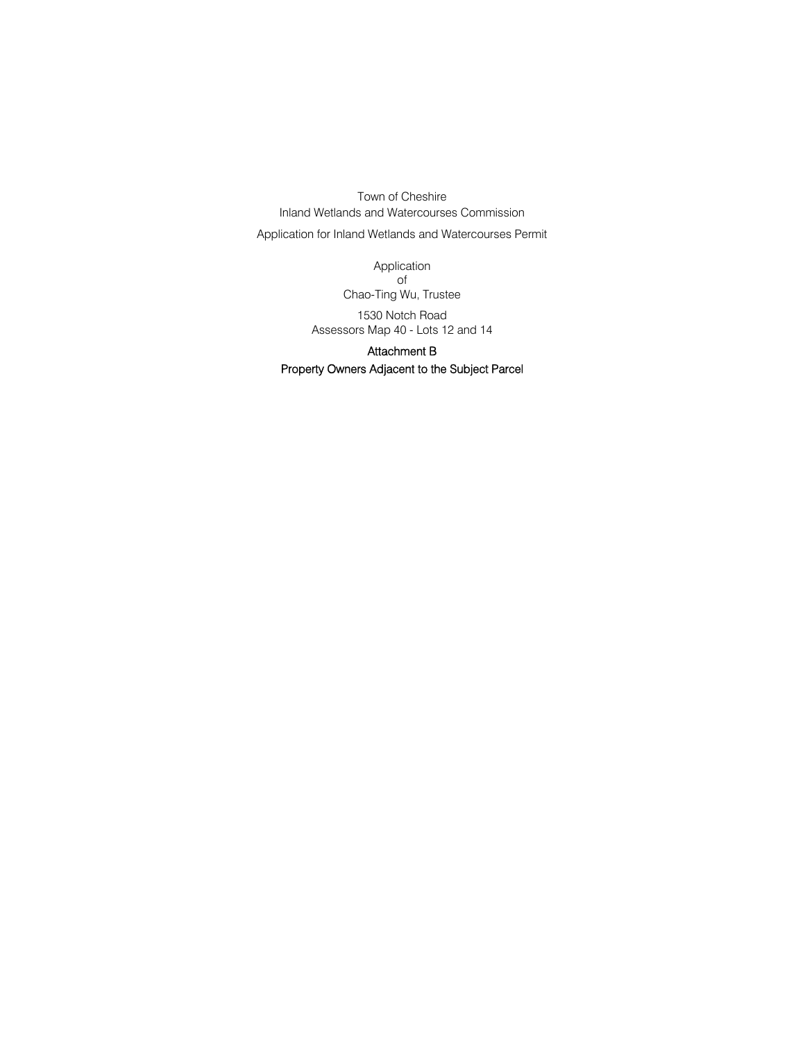Town of Cheshire
Inland Wetlands and Watercourses Commission

Application for Inland Wetlands and Watercourses Permit

Application
of
Chao-Ting Wu, Trustee

1530 Notch Road
Assessors Map 40 - Lots 12 and 14

## Attachment B

## Property Owners Adjacent to the Subject Parcel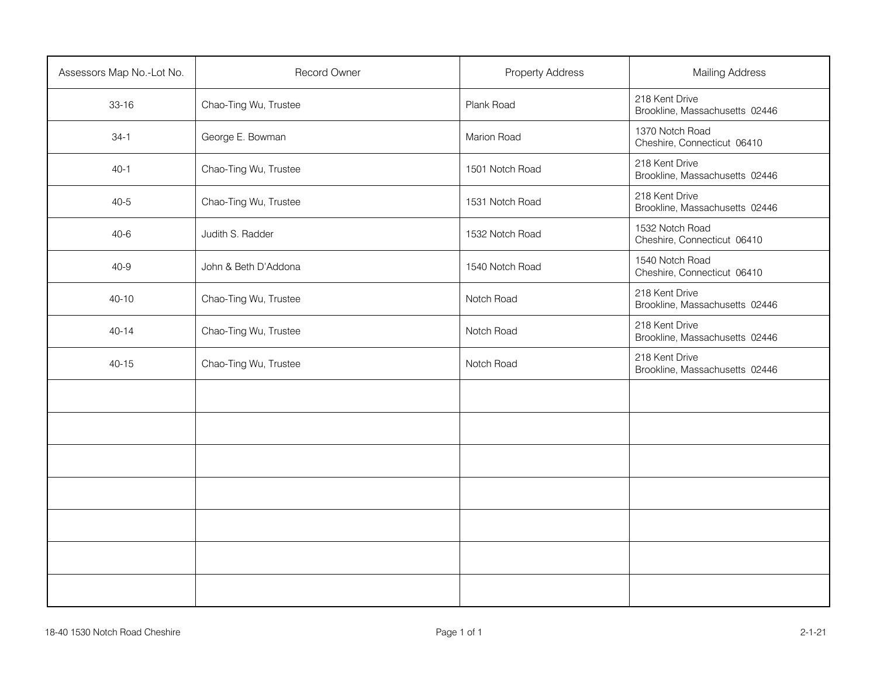| Assessors Map No.-Lot No. | Record Owner | Property Address | Mailing Address |
|---|---|---|---|
| 33-16 | Chao-Ting Wu, Trustee | Plank Road | 218 Kent Drive<br>Brookline, Massachusetts 02446 |
| 34-1 | George E. Bowman | Marion Road | 1370 Notch Road<br>Cheshire, Connecticut 06410 |
| 40-1 | Chao-Ting Wu, Trustee | 1501 Notch Road | 218 Kent Drive<br>Brookline, Massachusetts 02446 |
| 40-5 | Chao-Ting Wu, Trustee | 1531 Notch Road | 218 Kent Drive<br>Brookline, Massachusetts 02446 |
| 40-6 | Judith S. Radder | 1532 Notch Road | 1532 Notch Road<br>Cheshire, Connecticut 06410 |
| 40-9 | John & Beth D'Addona | 1540 Notch Road | 1540 Notch Road<br>Cheshire, Connecticut 06410 |
| 40-10 | Chao-Ting Wu, Trustee | Notch Road | 218 Kent Drive<br>Brookline, Massachusetts 02446 |
| 40-14 | Chao-Ting Wu, Trustee | Notch Road | 218 Kent Drive<br>Brookline, Massachusetts 02446 |
| 40-15 | Chao-Ting Wu, Trustee | Notch Road | 218 Kent Drive<br>Brookline, Massachusetts 02446 |
| | | | |
| | | | |
| | | | |
| | | | |
| | | | |
| | | | |
| | | | |

18-40 1530 Notch Road Cheshire

2-1-21